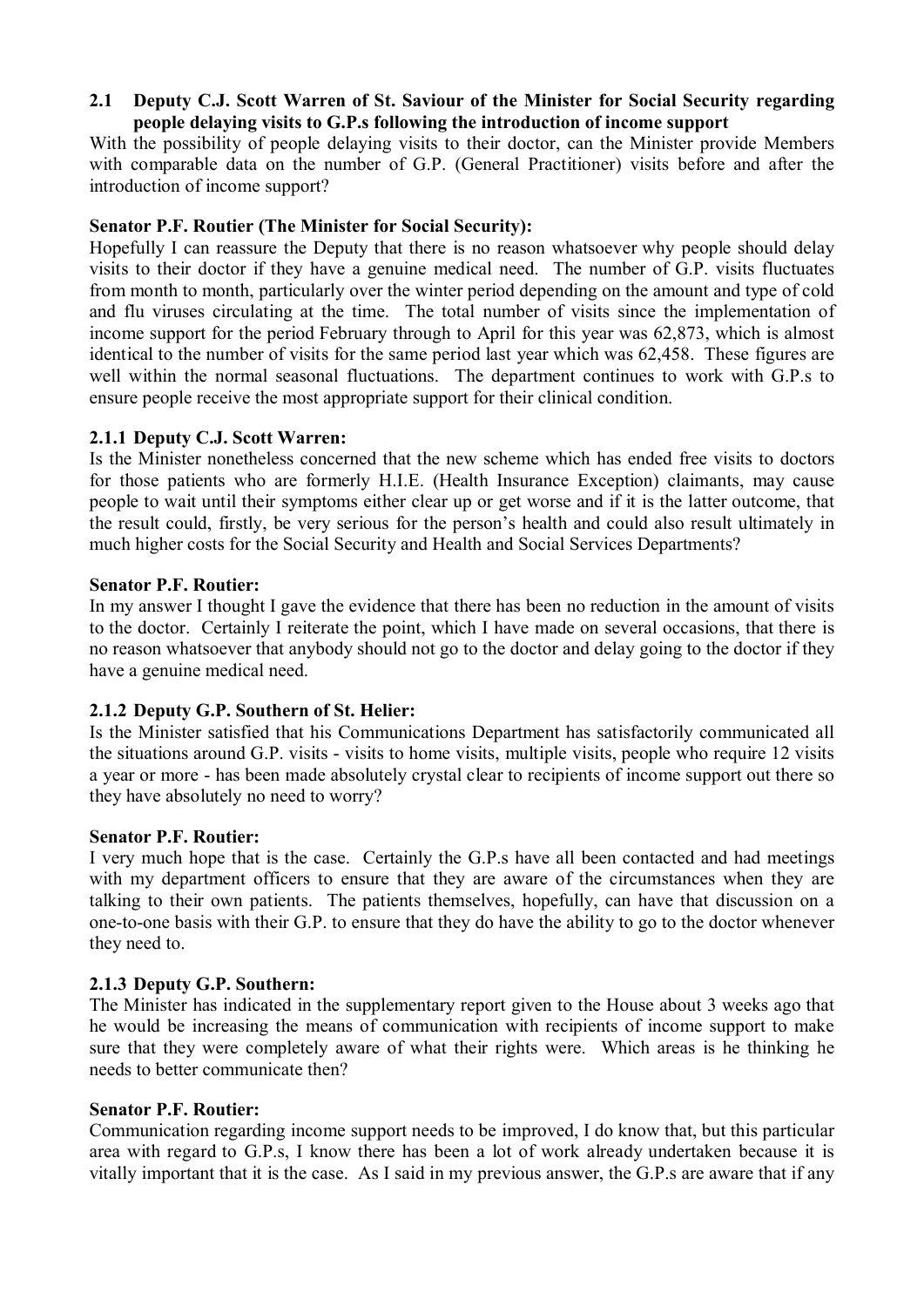### 2.1 Deputy C.J. Scott Warren of St. Saviour of the Minister for Social Security regarding people delaying visits to G.P.s following the introduction of income support

With the possibility of people delaying visits to their doctor, can the Minister provide Members with comparable data on the number of G.P. (General Practitioner) visits before and after the introduction of income support?

**Senator P.F. Routier (The Minister for Social Security):**

Hopefully I can reassure the Deputy that there is no reason whatsoever why people should delay visits to their doctor if they have a genuine medical need. The number of G.P. visits fluctuates from month to month, particularly over the winter period depending on the amount and type of cold and flu viruses circulating at the time. The total number of visits since the implementation of income support for the period February through to April for this year was 62,873, which is almost identical to the number of visits for the same period last year which was 62,458. These figures are well within the normal seasonal fluctuations. The department continues to work with G.P.s to ensure people receive the most appropriate support for their clinical condition.

#### 2.1.1 Deputy C.J. Scott Warren:

Is the Minister nonetheless concerned that the new scheme which has ended free visits to doctors for those patients who are formerly H.I.E. (Health Insurance Exception) claimants, may cause people to wait until their symptoms either clear up or get worse and if it is the latter outcome, that the result could, firstly, be very serious for the person's health and could also result ultimately in much higher costs for the Social Security and Health and Social Services Departments?

**Senator P.F. Routier:**

In my answer I thought I gave the evidence that there has been no reduction in the amount of visits to the doctor. Certainly I reiterate the point, which I have made on several occasions, that there is no reason whatsoever that anybody should not go to the doctor and delay going to the doctor if they have a genuine medical need.

#### 2.1.2 Deputy G.P. Southern of St. Helier:

Is the Minister satisfied that his Communications Department has satisfactorily communicated all the situations around G.P. visits - visits to home visits, multiple visits, people who require 12 visits a year or more - has been made absolutely crystal clear to recipients of income support out there so they have absolutely no need to worry?

**Senator P.F. Routier:**

I very much hope that is the case. Certainly the G.P.s have all been contacted and had meetings with my department officers to ensure that they are aware of the circumstances when they are talking to their own patients. The patients themselves, hopefully, can have that discussion on a one-to-one basis with their G.P. to ensure that they do have the ability to go to the doctor whenever they need to.

#### 2.1.3 Deputy G.P. Southern:

The Minister has indicated in the supplementary report given to the House about 3 weeks ago that he would be increasing the means of communication with recipients of income support to make sure that they were completely aware of what their rights were. Which areas is he thinking he needs to better communicate then?

**Senator P.F. Routier:**

Communication regarding income support needs to be improved, I do know that, but this particular area with regard to G.P.s, I know there has been a lot of work already undertaken because it is vitally important that it is the case. As I said in my previous answer, the G.P.s are aware that if any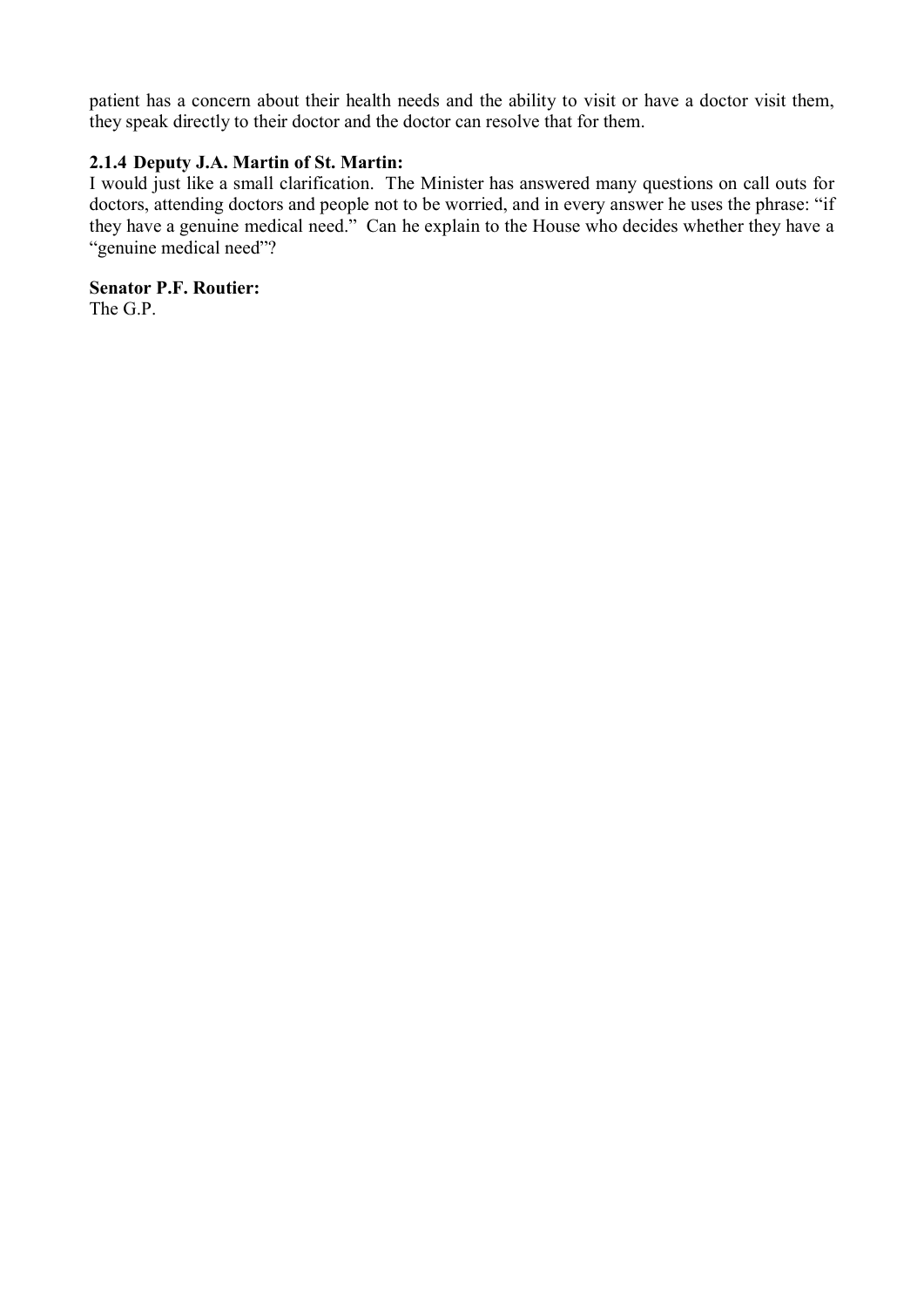patient has a concern about their health needs and the ability to visit or have a doctor visit them, they speak directly to their doctor and the doctor can resolve that for them.

### 2.1.4 Deputy J.A. Martin of St. Martin:

I would just like a small clarification. The Minister has answered many questions on call outs for doctors, attending doctors and people not to be worried, and in every answer he uses the phrase: "if they have a genuine medical need." Can he explain to the House who decides whether they have a "genuine medical need"?

**Senator P.F. Routier:**

The G.P.